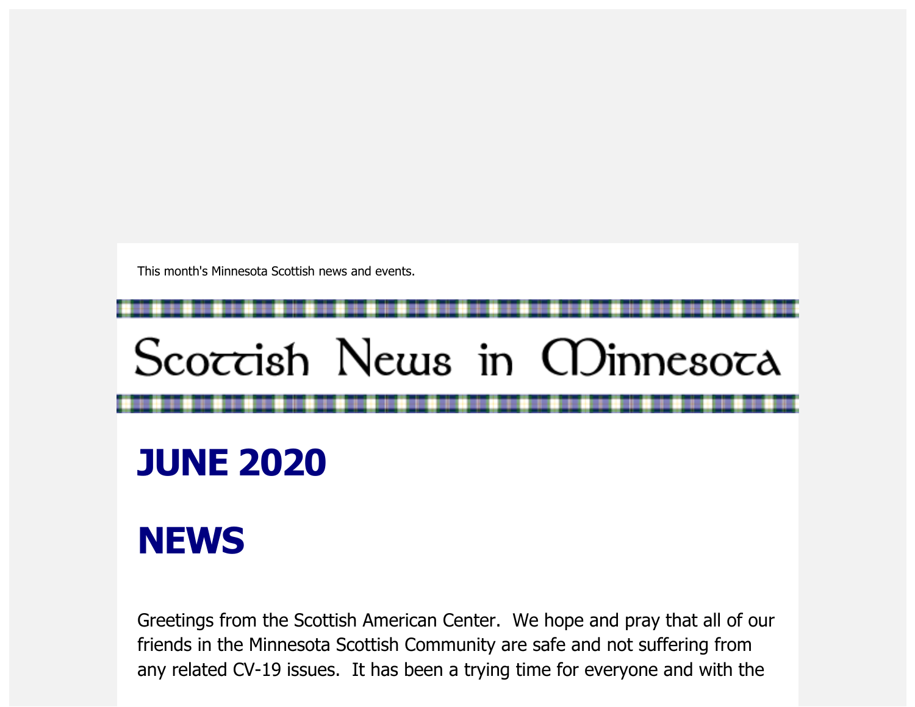This month's Minnesota Scottish news and events.

# Scottish News in Minnesota

## JUNE 2020

## NEWS

Greetings from the Scottish American Center. We hope and pray that all of our friends in the Minnesota Scottish Community are safe and not suffering from any related CV-19 issues. It has been a trying time for everyone and with the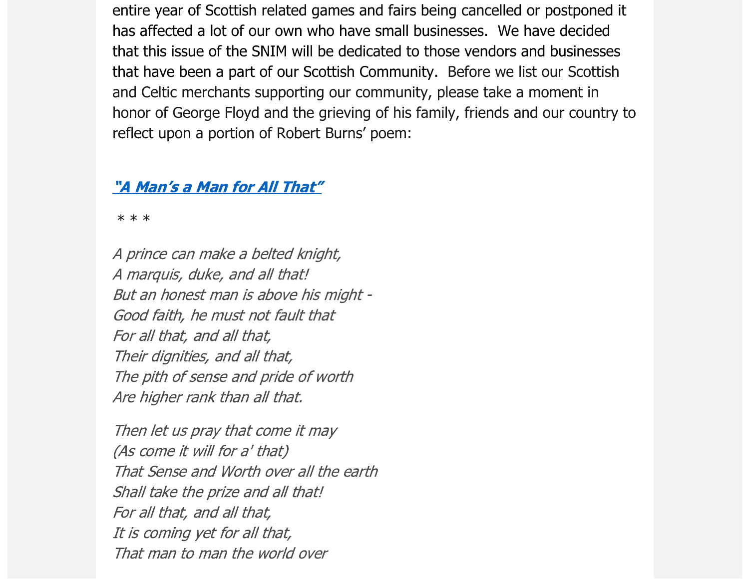entire year of Scottish related games and fairs being cancelled or postponed it has affected a lot of our own who have small businesses.  We have decided that this issue of the SNIM will be dedicated to those vendors and businesses that have been a part of our Scottish Community.  Before we list our Scottish and Celtic merchants supporting our community, please take a moment in honor of George Floyd and the grieving of his family, friends and our country to reflect upon a portion of Robert Burns' poem:

***["A Man's a Man for All That"]***

\* \* \*

*A prince can make a belted knight,*
*A marquis, duke, and all that!*
*But an honest man is above his might -*
*Good faith, he must not fault that*
*For all that, and all that,*
*Their dignities, and all that,*
*The pith of sense and pride of worth*
*Are higher rank than all that.*

*Then let us pray that come it may*
*(As come it will for a' that)*
*That Sense and Worth over all the earth*
*Shall take the prize and all that!*
*For all that, and all that,*
*It is coming yet for all that,*
*That man to man the world over*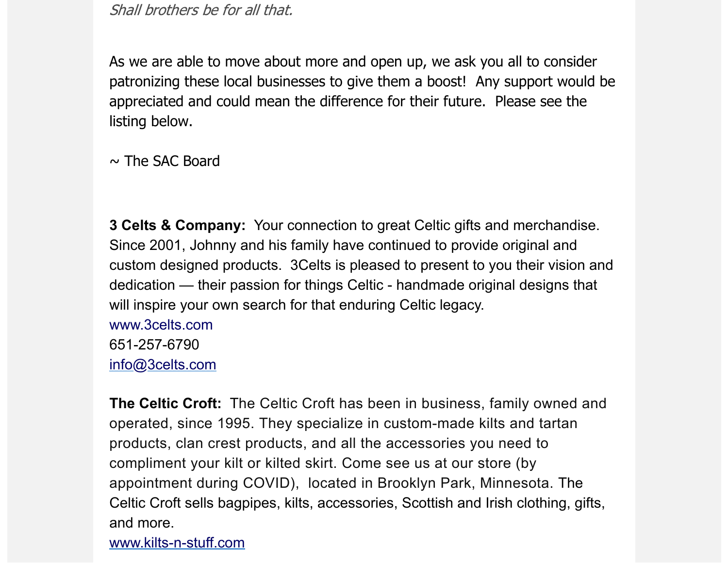*Shall brothers be for all that.*

As we are able to move about more and open up, we ask you all to consider patronizing these local businesses to give them a boost!  Any support would be appreciated and could mean the difference for their future.  Please see the listing below.

~ The SAC Board

**3 Celts & Company:**  Your connection to great Celtic gifts and merchandise. Since 2001, Johnny and his family have continued to provide original and custom designed products.  3Celts is pleased to present to you their vision and dedication — their passion for things Celtic - handmade original designs that will inspire your own search for that enduring Celtic legacy.
www.3celts.com
651-257-6790
info@3celts.com

**The Celtic Croft:**  The Celtic Croft has been in business, family owned and operated, since 1995. They specialize in custom-made kilts and tartan products, clan crest products, and all the accessories you need to compliment your kilt or kilted skirt. Come see us at our store (by appointment during COVID),  located in Brooklyn Park, Minnesota. The Celtic Croft sells bagpipes, kilts, accessories, Scottish and Irish clothing, gifts, and more.
www.kilts-n-stuff.com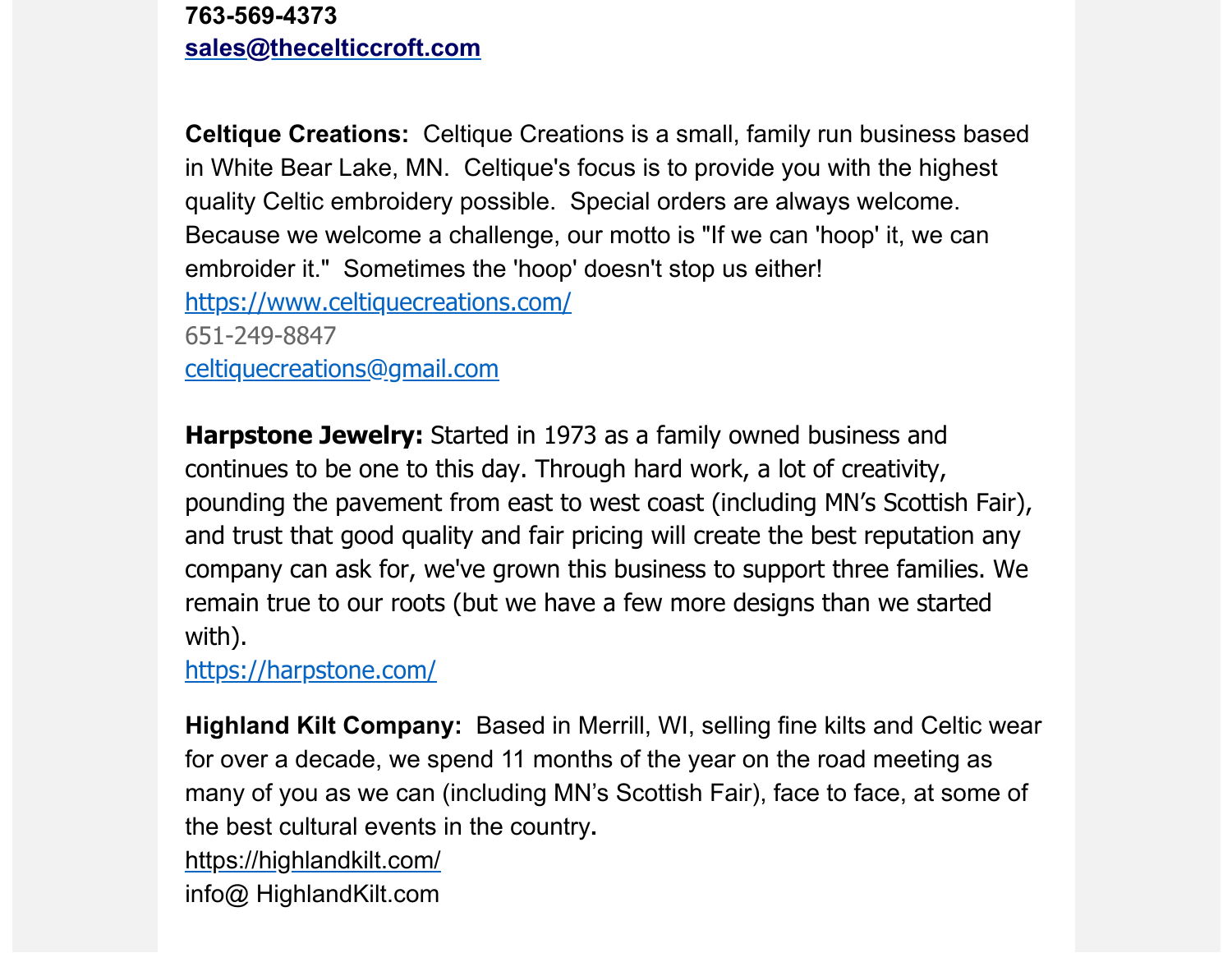**763-569-4373**
**sales@thecelticcroft.com**

**Celtique Creations:** Celtique Creations is a small, family run business based in White Bear Lake, MN. Celtique's focus is to provide you with the highest quality Celtic embroidery possible. Special orders are always welcome. Because we welcome a challenge, our motto is "If we can 'hoop' it, we can embroider it." Sometimes the 'hoop' doesn't stop us either!
https://www.celtiquecreations.com/
651-249-8847
celtiquecreations@gmail.com

**Harpstone Jewelry:** Started in 1973 as a family owned business and continues to be one to this day. Through hard work, a lot of creativity, pounding the pavement from east to west coast (including MN's Scottish Fair), and trust that good quality and fair pricing will create the best reputation any company can ask for, we've grown this business to support three families. We remain true to our roots (but we have a few more designs than we started with).
https://harpstone.com/

**Highland Kilt Company:** Based in Merrill, WI, selling fine kilts and Celtic wear for over a decade, we spend 11 months of the year on the road meeting as many of you as we can (including MN's Scottish Fair), face to face, at some of the best cultural events in the country.
https://highlandkilt.com/
info@ HighlandKilt.com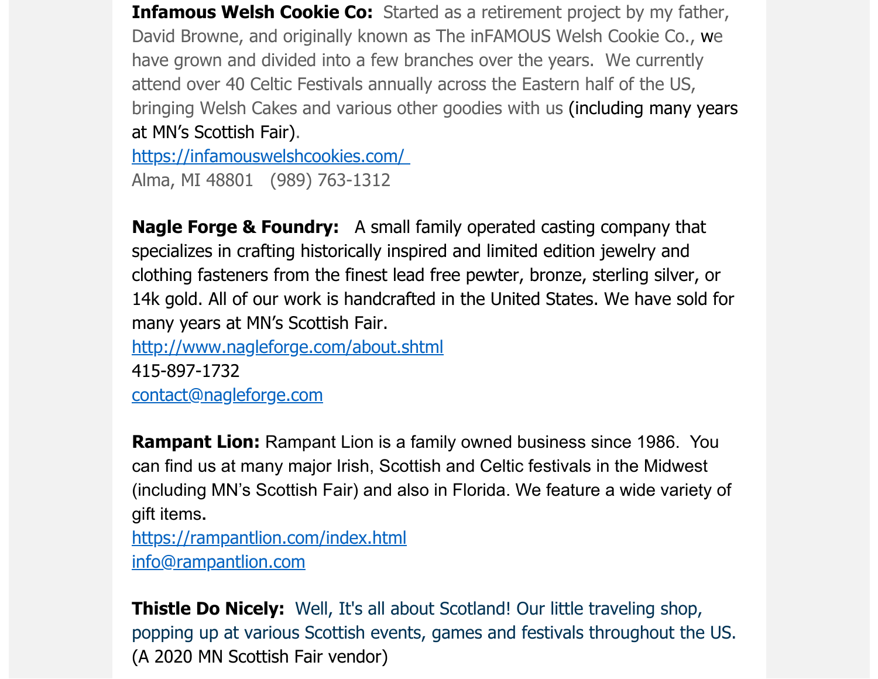**Infamous Welsh Cookie Co:** Started as a retirement project by my father, David Browne, and originally known as The inFAMOUS Welsh Cookie Co., we have grown and divided into a few branches over the years. We currently attend over 40 Celtic Festivals annually across the Eastern half of the US, bringing Welsh Cakes and various other goodies with us (including many years at MN's Scottish Fair).
https://infamouswelshcookies.com/
Alma, MI 48801 (989) 763-1312

**Nagle Forge & Foundry:** A small family operated casting company that specializes in crafting historically inspired and limited edition jewelry and clothing fasteners from the finest lead free pewter, bronze, sterling silver, or 14k gold. All of our work is handcrafted in the United States. We have sold for many years at MN's Scottish Fair.
http://www.nagleforge.com/about.shtml
415-897-1732
contact@nagleforge.com

**Rampant Lion:** Rampant Lion is a family owned business since 1986. You can find us at many major Irish, Scottish and Celtic festivals in the Midwest (including MN's Scottish Fair) and also in Florida. We feature a wide variety of gift items.
https://rampantlion.com/index.html
info@rampantlion.com

**Thistle Do Nicely:** Well, It's all about Scotland! Our little traveling shop, popping up at various Scottish events, games and festivals throughout the US. (A 2020 MN Scottish Fair vendor)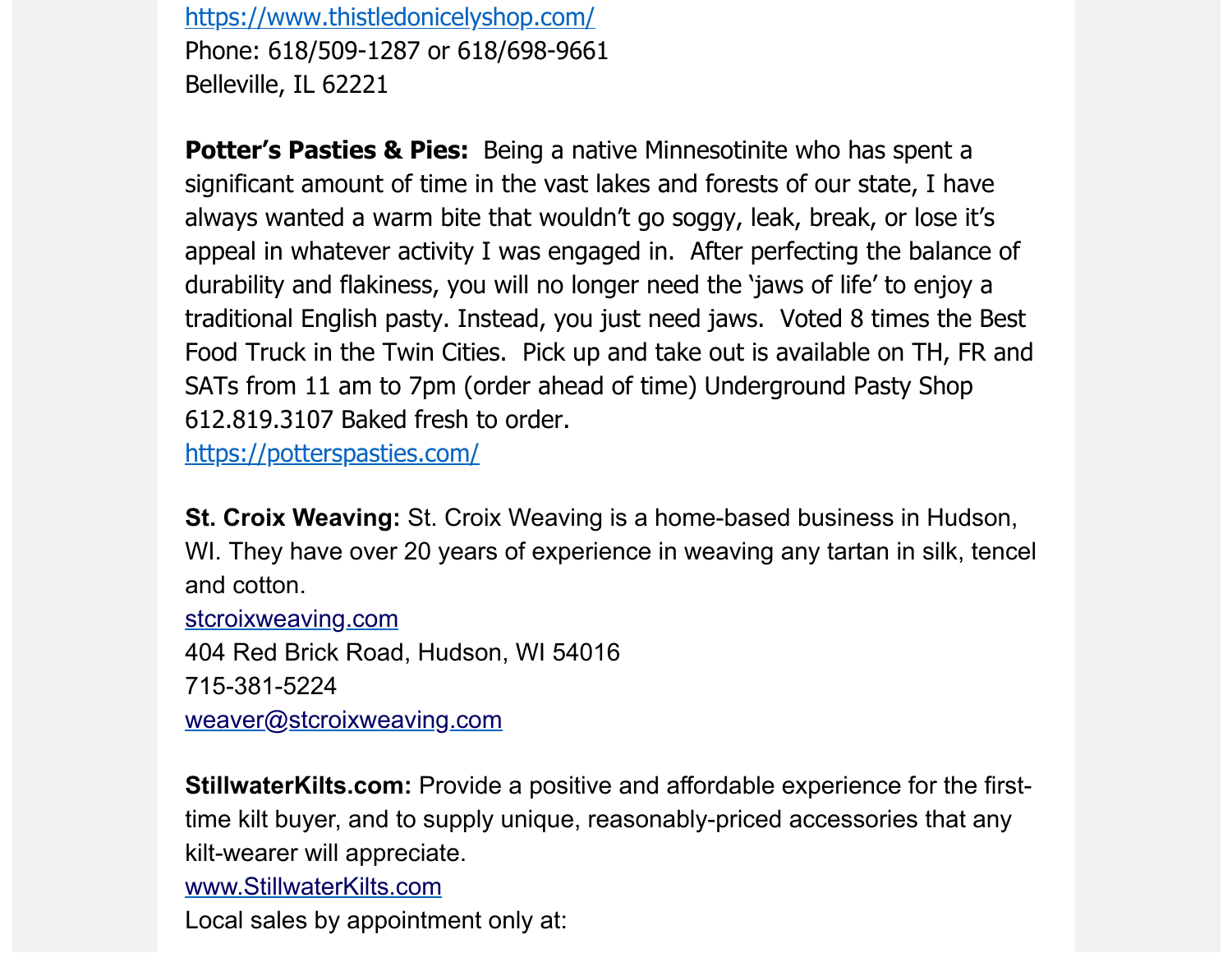https://www.thistledonicelyshop.com/
Phone: 618/509-1287 or 618/698-9661
Belleville, IL 62221

**Potter's Pasties & Pies:** Being a native Minnesotinite who has spent a significant amount of time in the vast lakes and forests of our state, I have always wanted a warm bite that wouldn't go soggy, leak, break, or lose it's appeal in whatever activity I was engaged in. After perfecting the balance of durability and flakiness, you will no longer need the 'jaws of life' to enjoy a traditional English pasty. Instead, you just need jaws. Voted 8 times the Best Food Truck in the Twin Cities. Pick up and take out is available on TH, FR and SATs from 11 am to 7pm (order ahead of time) Underground Pasty Shop 612.819.3107 Baked fresh to order.
https://potterspasties.com/

**St. Croix Weaving:** St. Croix Weaving is a home-based business in Hudson, WI. They have over 20 years of experience in weaving any tartan in silk, tencel and cotton.
stcroixweaving.com
404 Red Brick Road, Hudson, WI 54016
715-381-5224
weaver@stcroixweaving.com

**StillwaterKilts.com:** Provide a positive and affordable experience for the first-time kilt buyer, and to supply unique, reasonably-priced accessories that any kilt-wearer will appreciate.
www.StillwaterKilts.com
Local sales by appointment only at: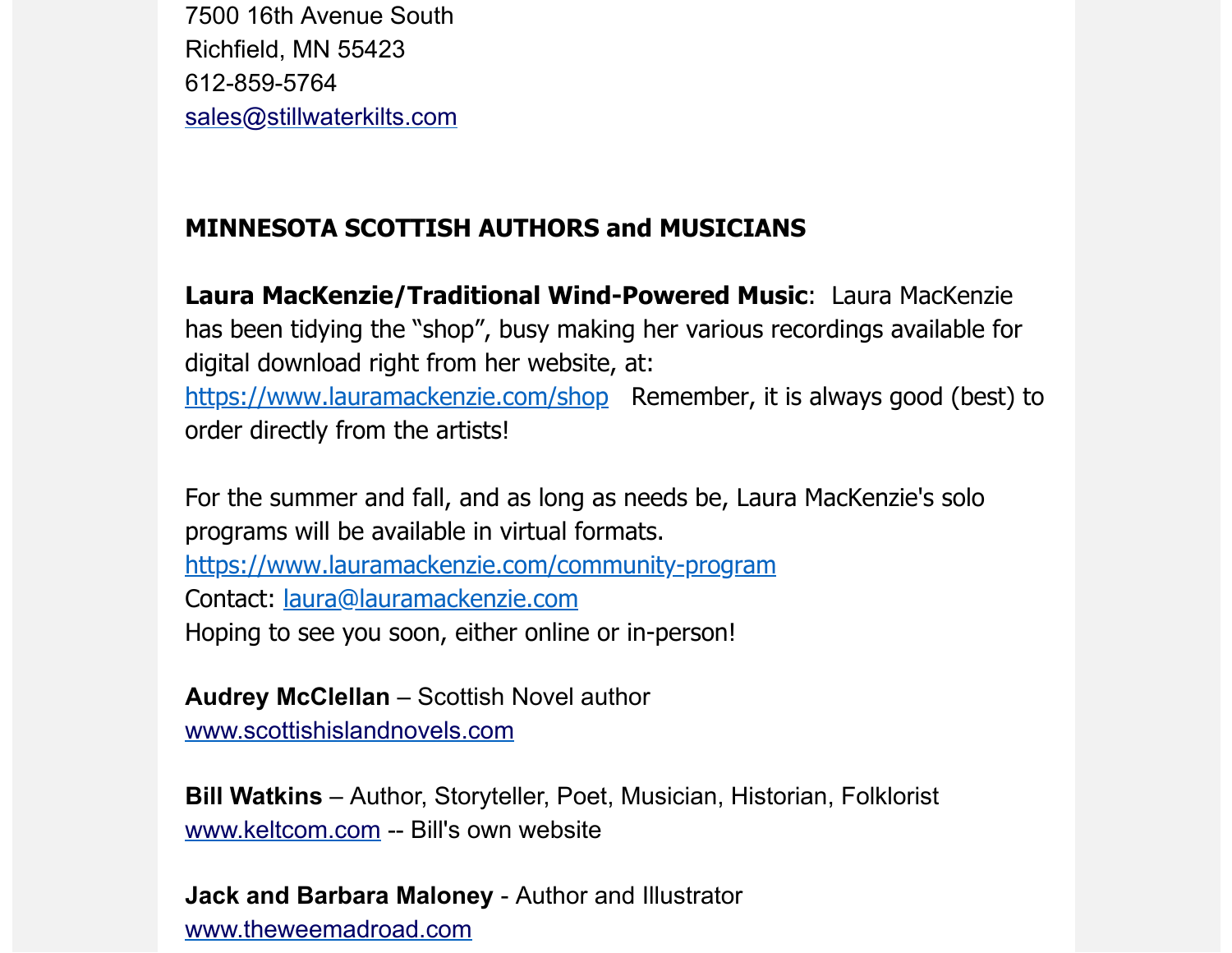7500 16th Avenue South
Richfield, MN 55423
612-859-5764
[sales@stillwaterkilts.com](mailto:sales@stillwaterkilts.com)

**MINNESOTA SCOTTISH AUTHORS and MUSICIANS**

**Laura MacKenzie/Traditional Wind-Powered Music**: Laura MacKenzie has been tidying the "shop", busy making her various recordings available for digital download right from her website, at: [https://www.lauramackenzie.com/shop](https://www.lauramackenzie.com/shop) Remember, it is always good (best) to order directly from the artists!

For the summer and fall, and as long as needs be, Laura MacKenzie's solo programs will be available in virtual formats.
[https://www.lauramackenzie.com/community-program](https://www.lauramackenzie.com/community-program)
Contact: [laura@lauramackenzie.com](mailto:laura@lauramackenzie.com)
Hoping to see you soon, either online or in-person!

**Audrey McClellan** – Scottish Novel author
[www.scottishislandnovels.com](http://www.scottishislandnovels.com)

**Bill Watkins** – Author, Storyteller, Poet, Musician, Historian, Folklorist
[www.keltcom.com](http://www.keltcom.com) -- Bill's own website

**Jack and Barbara Maloney** - Author and Illustrator
[www.theweemadroad.com](http://www.theweemadroad.com)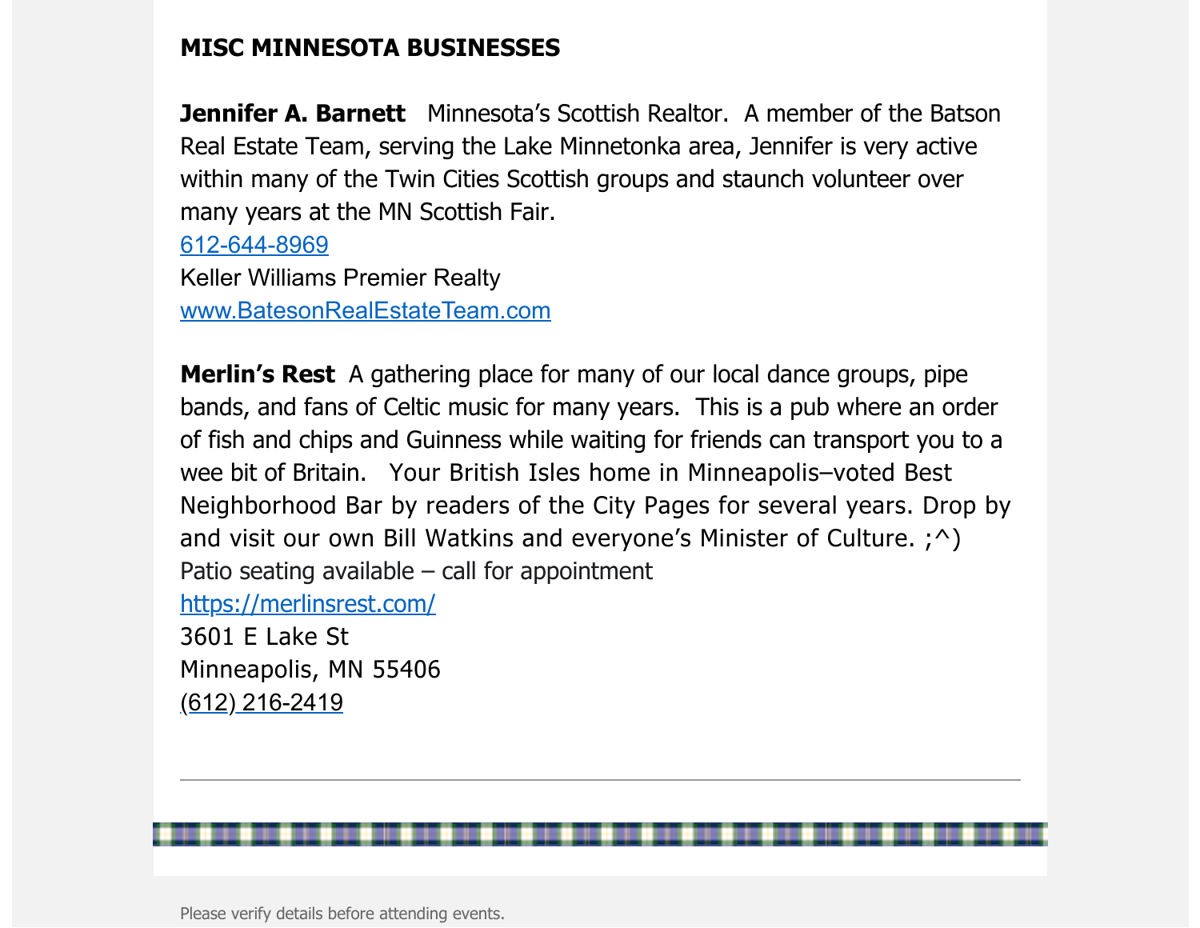## MISC MINNESOTA BUSINESSES

**Jennifer A. Barnett** Minnesota's Scottish Realtor. A member of the Batson Real Estate Team, serving the Lake Minnetonka area, Jennifer is very active within many of the Twin Cities Scottish groups and staunch volunteer over many years at the MN Scottish Fair.
612-644-8969
Keller Williams Premier Realty
www.BatesonRealEstateTeam.com

**Merlin's Rest** A gathering place for many of our local dance groups, pipe bands, and fans of Celtic music for many years. This is a pub where an order of fish and chips and Guinness while waiting for friends can transport you to a wee bit of Britain. Your British Isles home in Minneapolis–voted Best Neighborhood Bar by readers of the City Pages for several years. Drop by and visit our own Bill Watkins and everyone's Minister of Culture. ;^)
Patio seating available – call for appointment
https://merlinsrest.com/
3601 E Lake St
Minneapolis, MN 55406
(612) 216-2419

---

Please verify details before attending events.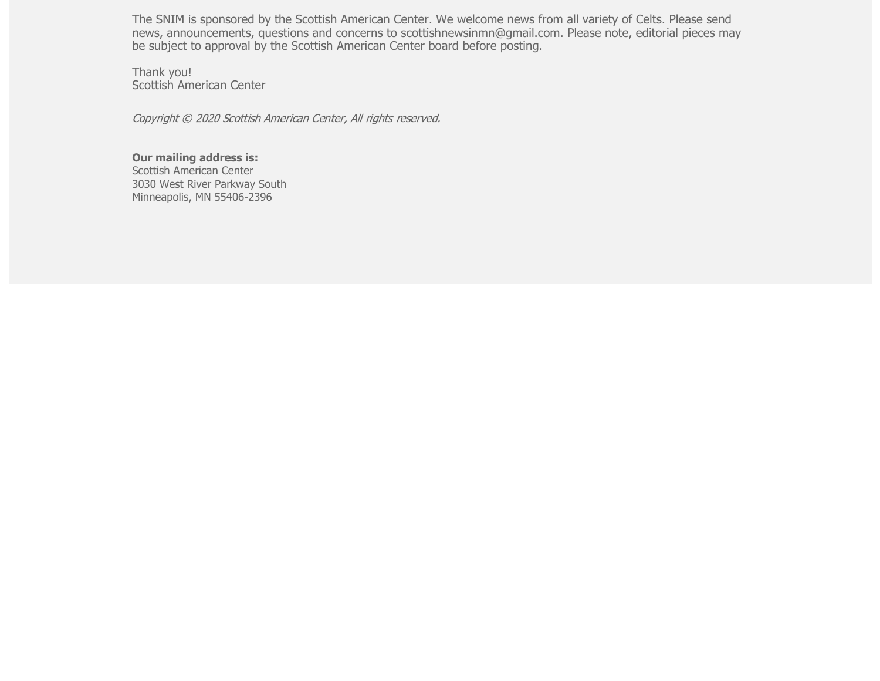The SNIM is sponsored by the Scottish American Center. We welcome news from all variety of Celts. Please send news, announcements, questions and concerns to scottishnewsinmn@gmail.com. Please note, editorial pieces may be subject to approval by the Scottish American Center board before posting.

Thank you!
Scottish American Center

*Copyright © 2020 Scottish American Center, All rights reserved.*

**Our mailing address is:**
Scottish American Center
3030 West River Parkway South
Minneapolis, MN 55406-2396